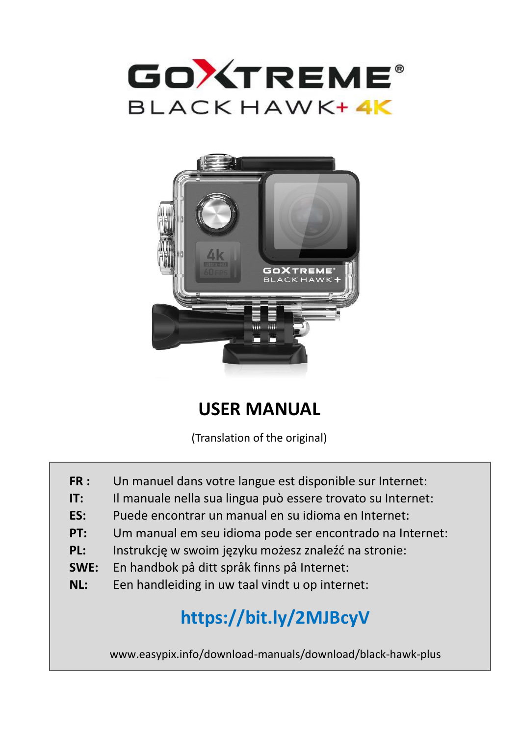# GOXTREME®
## BLACK HAWK+ 4K

# USER MANUAL

(Translation of the original)

| | |
|---|---|
| **FR :** | Un manuel dans votre langue est disponible sur Internet: |
| **IT:** | Il manuale nella sua lingua può essere trovato su Internet: |
| **ES:** | Puede encontrar un manual en su idioma en Internet: |
| **PT:** | Um manual em seu idioma pode ser encontrado na Internet: |
| **PL:** | Instrukcję w swoim języku możesz znaleźć na stronie: |
| **SWE:** | En handbok på ditt språk finns på Internet: |
| **NL:** | Een handleiding in uw taal vindt u op internet: |

**https://bit.ly/2MJBcyV**

www.easypix.info/download-manuals/download/black-hawk-plus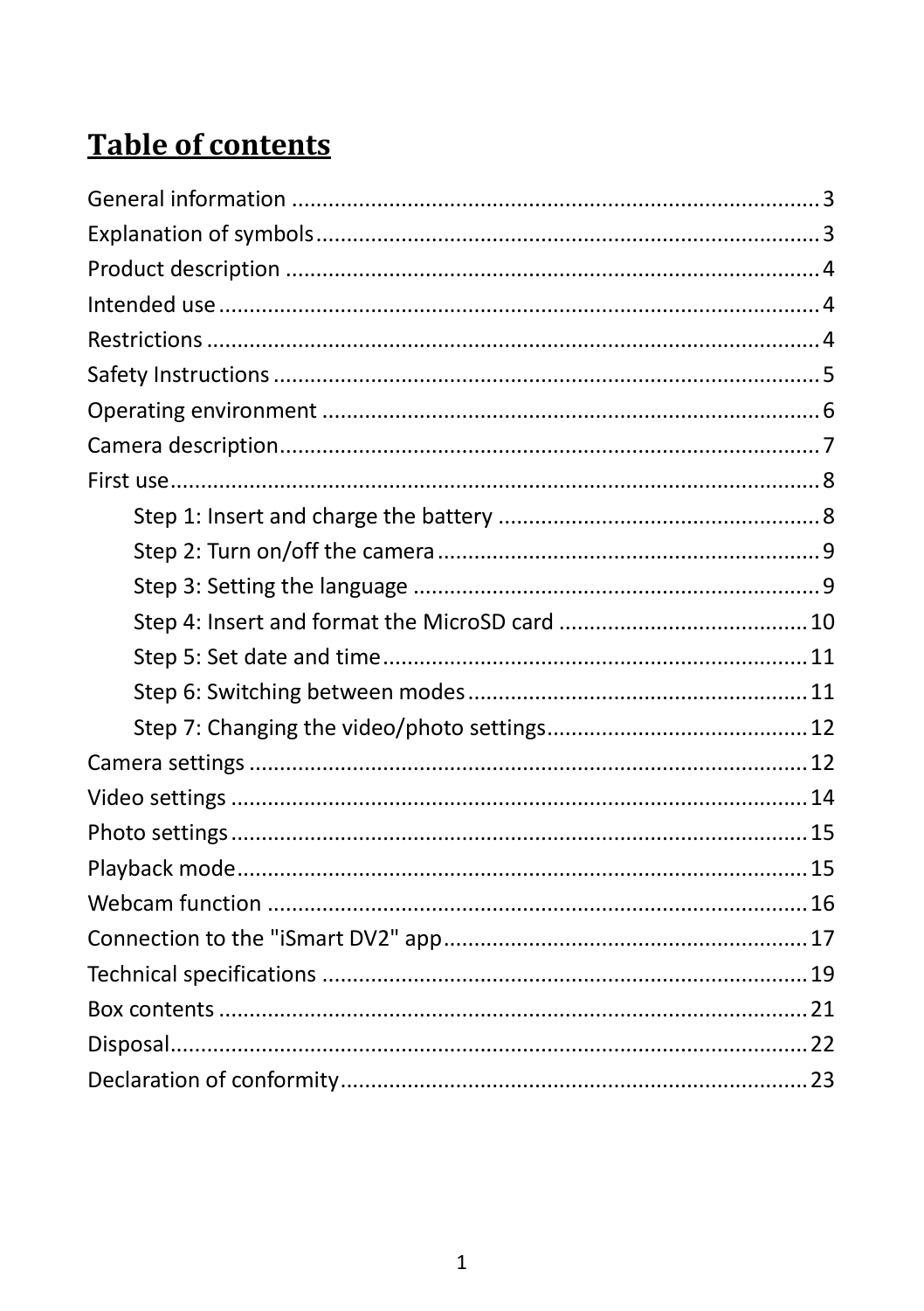# Table of contents

General information ..................................................................................... 3
Explanation of symbols.................................................................................. 3
Product description ...................................................................................... 4
Intended use ................................................................................................. 4
Restrictions ................................................................................................... 4
Safety Instructions ......................................................................................... 5
Operating environment ................................................................................. 6
Camera description........................................................................................ 7
First use.......................................................................................................... 8
- Step 1: Insert and charge the battery .................................................... 8
- Step 2: Turn on/off the camera .............................................................. 9
- Step 3: Setting the language .................................................................. 9
- Step 4: Insert and format the MicroSD card ......................................... 10
- Step 5: Set date and time...................................................................... 11
- Step 6: Switching between modes ........................................................ 11
- Step 7: Changing the video/photo settings........................................... 12

Camera settings ........................................................................................... 12
Video settings .............................................................................................. 14
Photo settings.............................................................................................. 15
Playback mode............................................................................................. 15
Webcam function ........................................................................................ 16
Connection to the "iSmart DV2" app........................................................... 17
Technical specifications ............................................................................... 19
Box contents ................................................................................................ 21
Disposal........................................................................................................ 22
Declaration of conformity............................................................................ 23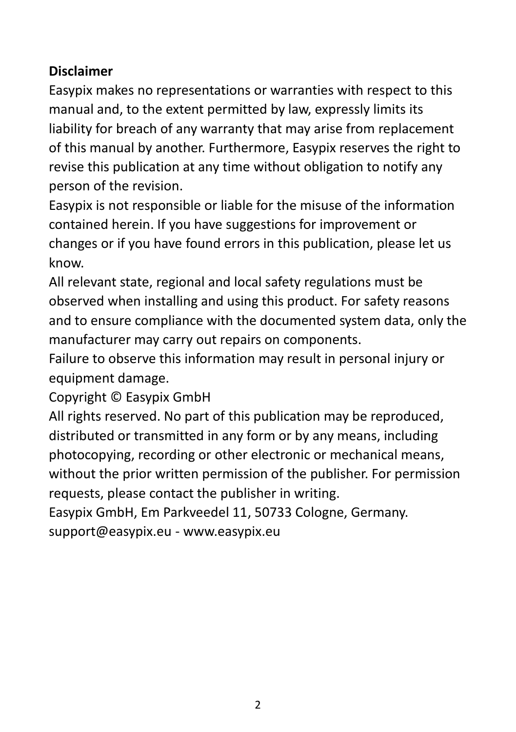**Disclaimer**

Easypix makes no representations or warranties with respect to this manual and, to the extent permitted by law, expressly limits its liability for breach of any warranty that may arise from replacement of this manual by another. Furthermore, Easypix reserves the right to revise this publication at any time without obligation to notify any person of the revision.

Easypix is not responsible or liable for the misuse of the information contained herein. If you have suggestions for improvement or changes or if you have found errors in this publication, please let us know.

All relevant state, regional and local safety regulations must be observed when installing and using this product. For safety reasons and to ensure compliance with the documented system data, only the manufacturer may carry out repairs on components.

Failure to observe this information may result in personal injury or equipment damage.

Copyright © Easypix GmbH

All rights reserved. No part of this publication may be reproduced, distributed or transmitted in any form or by any means, including photocopying, recording or other electronic or mechanical means, without the prior written permission of the publisher. For permission requests, please contact the publisher in writing.

Easypix GmbH, Em Parkveedel 11, 50733 Cologne, Germany.

support@easypix.eu - www.easypix.eu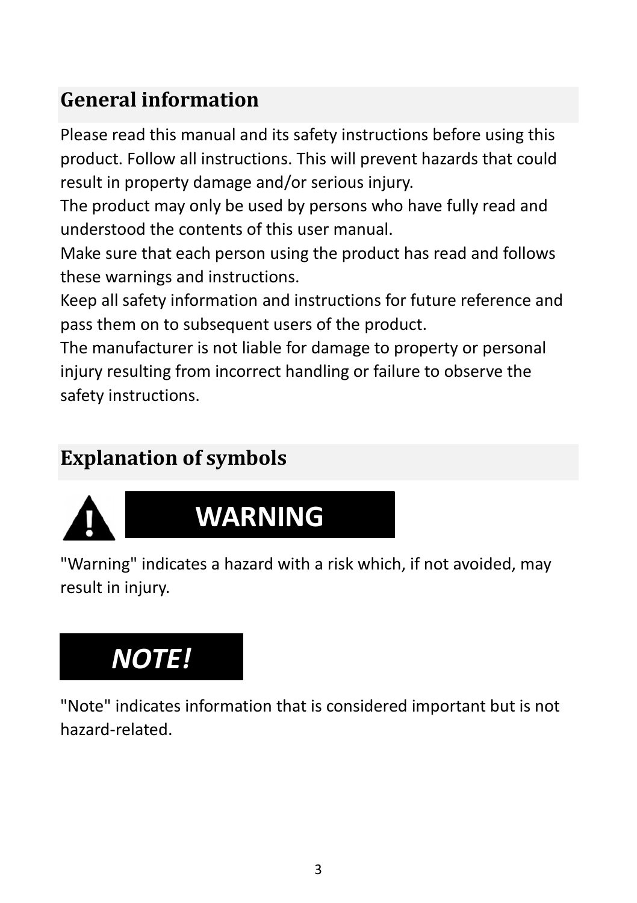## General information

Please read this manual and its safety instructions before using this product. Follow all instructions. This will prevent hazards that could result in property damage and/or serious injury.
The product may only be used by persons who have fully read and understood the contents of this user manual.
Make sure that each person using the product has read and follows these warnings and instructions.
Keep all safety information and instructions for future reference and pass them on to subsequent users of the product.
The manufacturer is not liable for damage to property or personal injury resulting from incorrect handling or failure to observe the safety instructions.

## Explanation of symbols

**WARNING**

"Warning" indicates a hazard with a risk which, if not avoided, may result in injury.

***NOTE!***

"Note" indicates information that is considered important but is not hazard-related.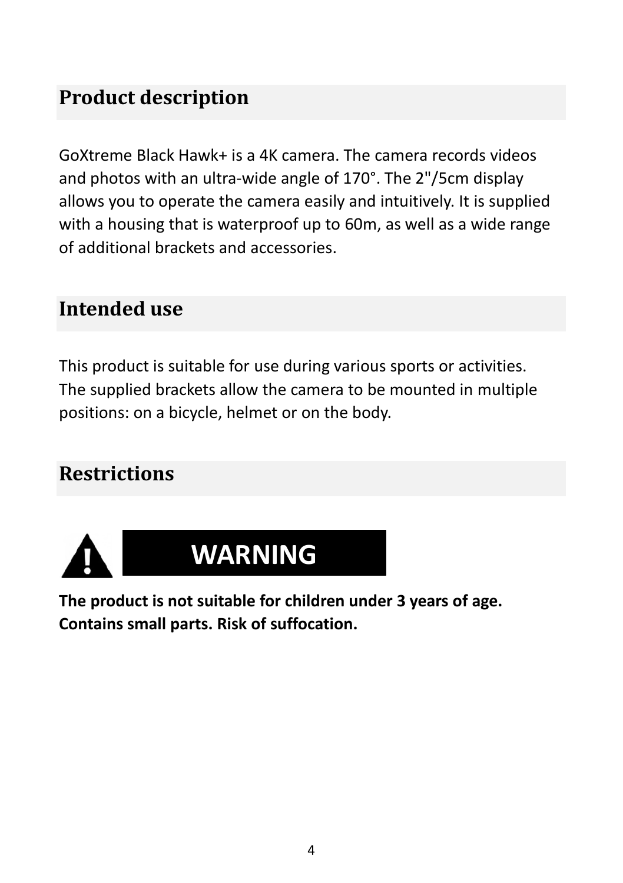## Product description

GoXtreme Black Hawk+ is a 4K camera. The camera records videos and photos with an ultra-wide angle of 170°. The 2"/5cm display allows you to operate the camera easily and intuitively. It is supplied with a housing that is waterproof up to 60m, as well as a wide range of additional brackets and accessories.

## Intended use

This product is suitable for use during various sports or activities. The supplied brackets allow the camera to be mounted in multiple positions: on a bicycle, helmet or on the body.

## Restrictions

**WARNING**

**The product is not suitable for children under 3 years of age. Contains small parts. Risk of suffocation.**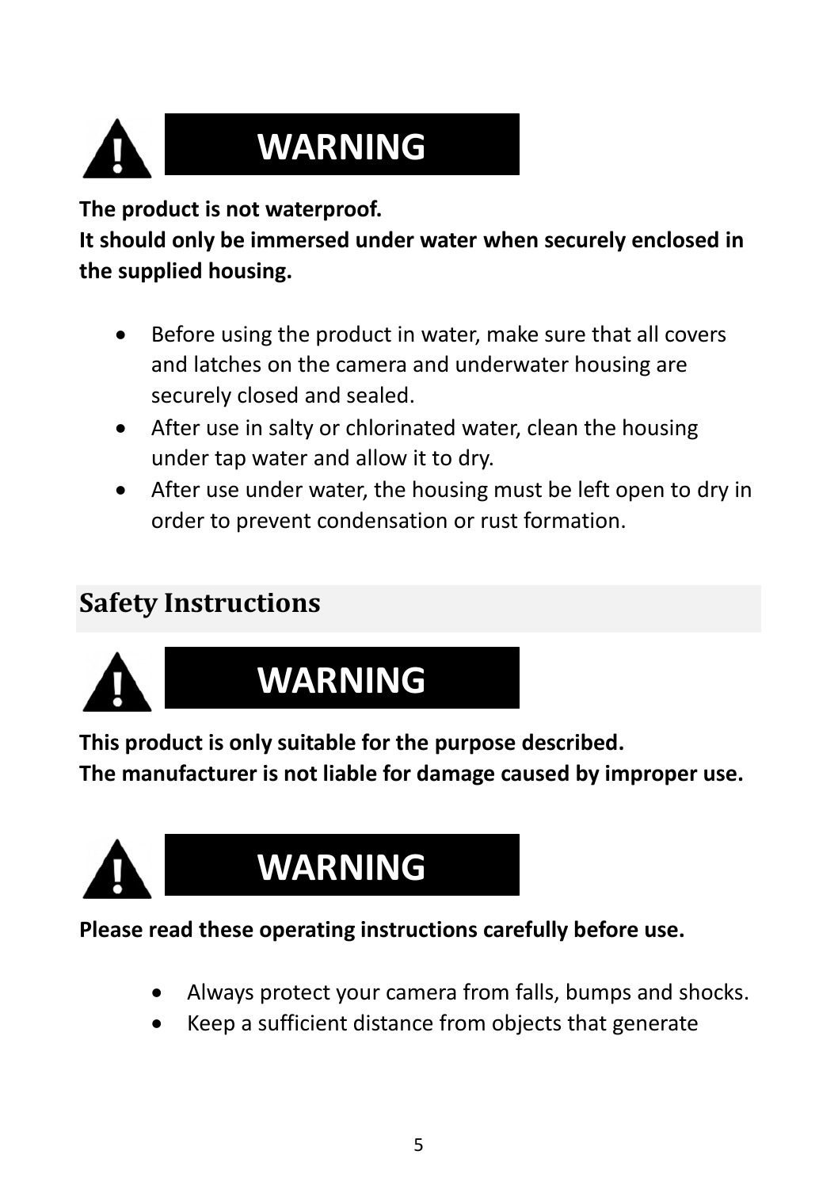**WARNING**

**The product is not waterproof.**
**It should only be immersed under water when securely enclosed in the supplied housing.**

- Before using the product in water, make sure that all covers and latches on the camera and underwater housing are securely closed and sealed.
- After use in salty or chlorinated water, clean the housing under tap water and allow it to dry.
- After use under water, the housing must be left open to dry in order to prevent condensation or rust formation.

## Safety Instructions

**WARNING**

**This product is only suitable for the purpose described.**
**The manufacturer is not liable for damage caused by improper use.**

**WARNING**

**Please read these operating instructions carefully before use.**

- Always protect your camera from falls, bumps and shocks.
- Keep a sufficient distance from objects that generate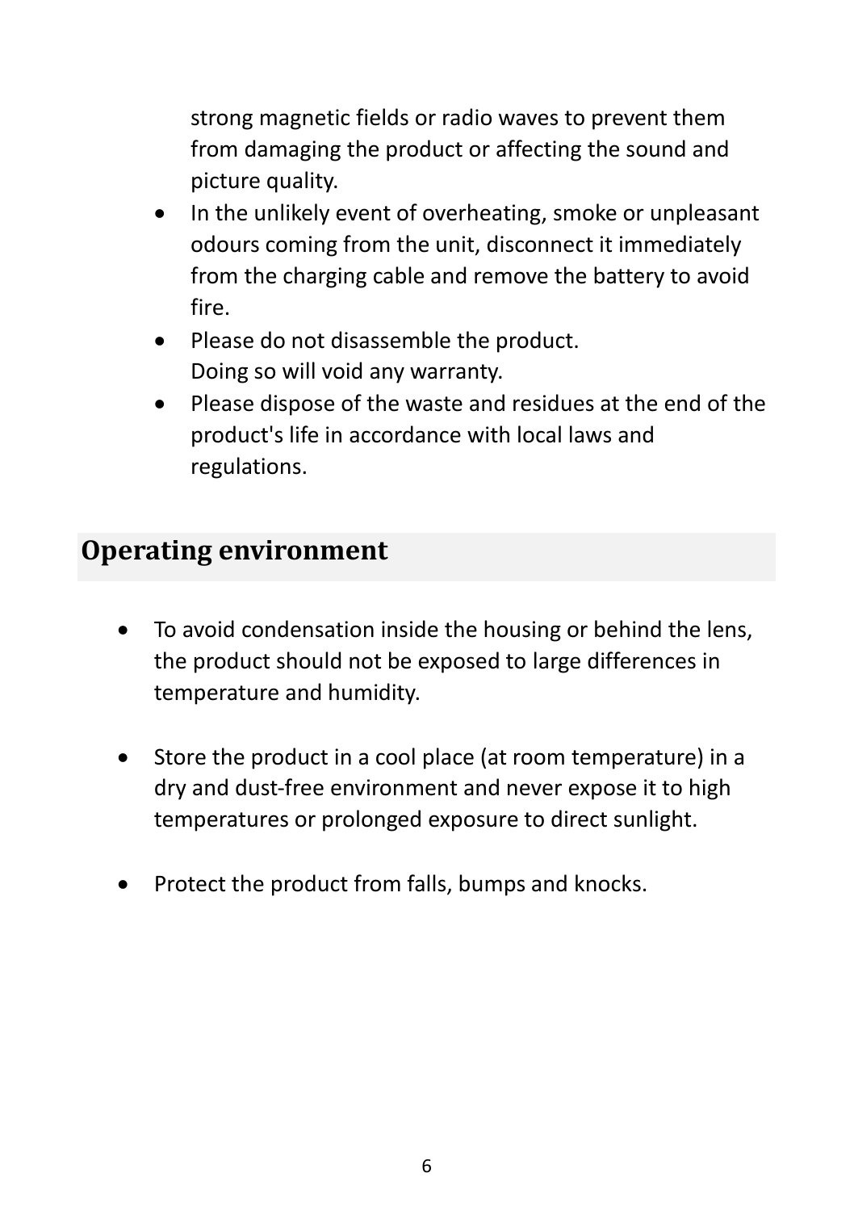strong magnetic fields or radio waves to prevent them from damaging the product or affecting the sound and picture quality.

- In the unlikely event of overheating, smoke or unpleasant odours coming from the unit, disconnect it immediately from the charging cable and remove the battery to avoid fire.
- Please do not disassemble the product.
  Doing so will void any warranty.
- Please dispose of the waste and residues at the end of the product's life in accordance with local laws and regulations.

## Operating environment

- To avoid condensation inside the housing or behind the lens, the product should not be exposed to large differences in temperature and humidity.

- Store the product in a cool place (at room temperature) in a dry and dust-free environment and never expose it to high temperatures or prolonged exposure to direct sunlight.

- Protect the product from falls, bumps and knocks.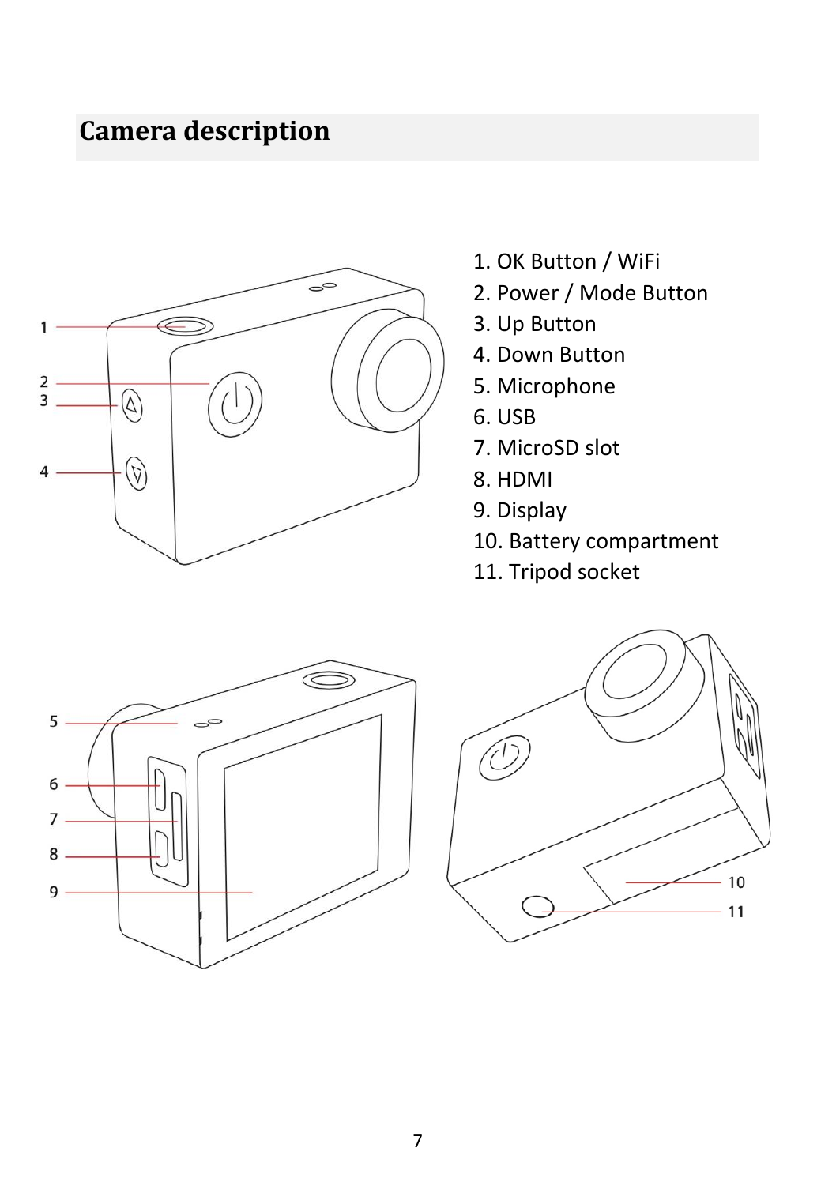# Camera description

1. OK Button / WiFi
2. Power / Mode Button
3. Up Button
4. Down Button
5. Microphone
6. USB
7. MicroSD slot
8. HDMI
9. Display
10. Battery compartment
11. Tripod socket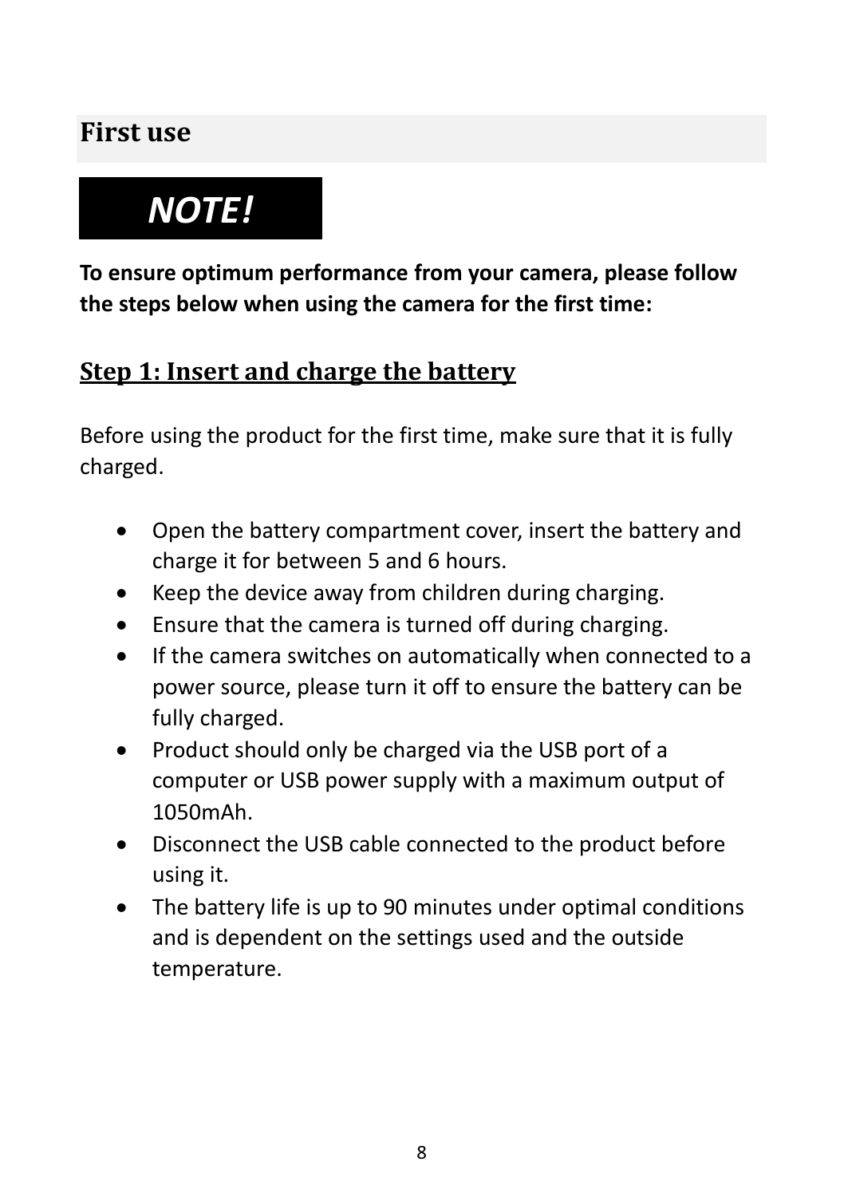## First use

***NOTE!***

**To ensure optimum performance from your camera, please follow the steps below when using the camera for the first time:**

### Step 1: Insert and charge the battery

Before using the product for the first time, make sure that it is fully charged.

- Open the battery compartment cover, insert the battery and charge it for between 5 and 6 hours.
- Keep the device away from children during charging.
- Ensure that the camera is turned off during charging.
- If the camera switches on automatically when connected to a power source, please turn it off to ensure the battery can be fully charged.
- Product should only be charged via the USB port of a computer or USB power supply with a maximum output of 1050mAh.
- Disconnect the USB cable connected to the product before using it.
- The battery life is up to 90 minutes under optimal conditions and is dependent on the settings used and the outside temperature.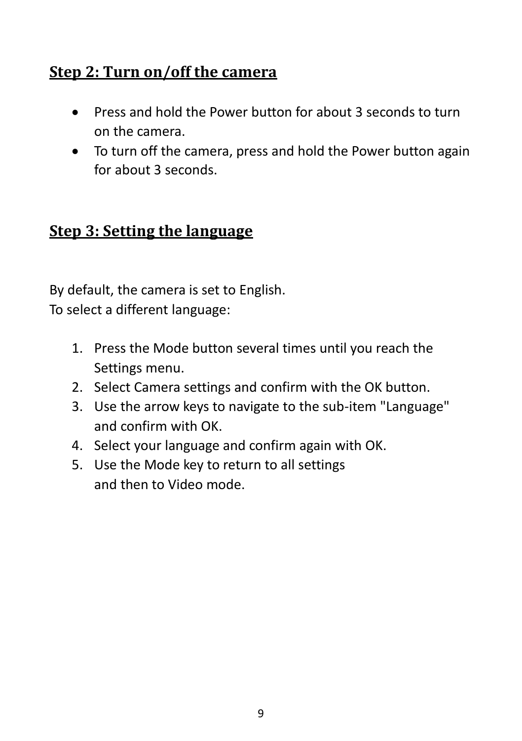## Step 2: Turn on/off the camera

- Press and hold the Power button for about 3 seconds to turn on the camera.
- To turn off the camera, press and hold the Power button again for about 3 seconds.

## Step 3: Setting the language

By default, the camera is set to English.
To select a different language:

1. Press the Mode button several times until you reach the Settings menu.
2. Select Camera settings and confirm with the OK button.
3. Use the arrow keys to navigate to the sub-item "Language" and confirm with OK.
4. Select your language and confirm again with OK.
5. Use the Mode key to return to all settings and then to Video mode.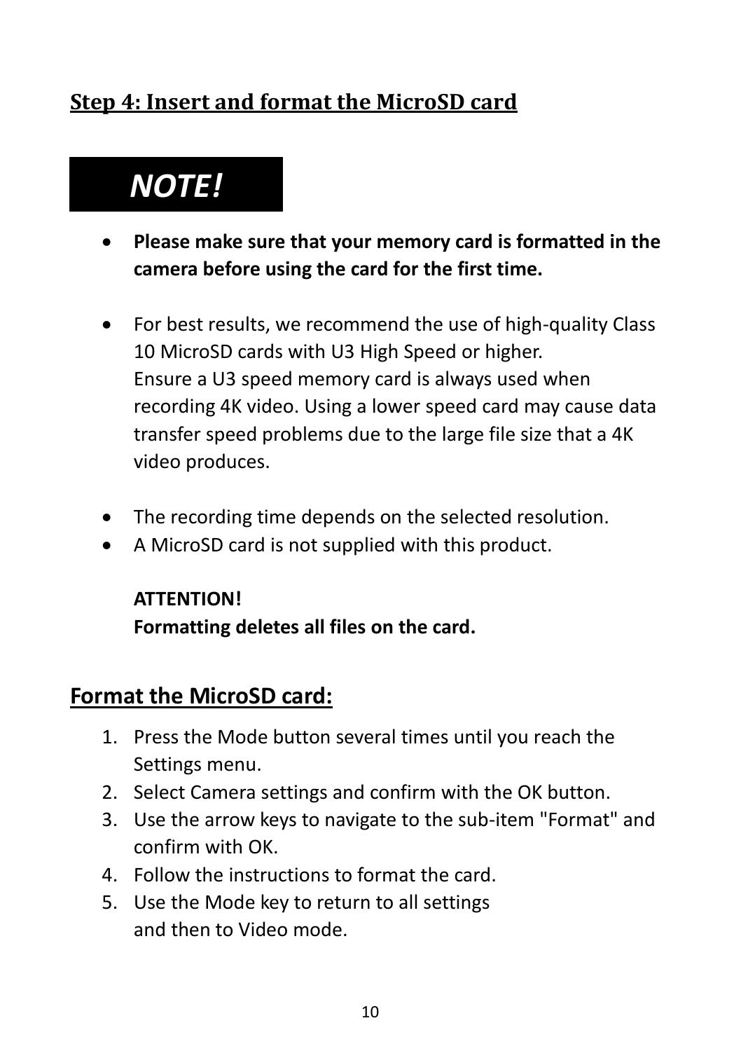## Step 4: Insert and format the MicroSD card

**_NOTE!_**

- **Please make sure that your memory card is formatted in the camera before using the card for the first time.**

- For best results, we recommend the use of high-quality Class 10 MicroSD cards with U3 High Speed or higher.
  Ensure a U3 speed memory card is always used when recording 4K video. Using a lower speed card may cause data transfer speed problems due to the large file size that a 4K video produces.

- The recording time depends on the selected resolution.
- A MicroSD card is not supplied with this product.

  **ATTENTION!**
  **Formatting deletes all files on the card.**

## Format the MicroSD card:

1. Press the Mode button several times until you reach the Settings menu.
2. Select Camera settings and confirm with the OK button.
3. Use the arrow keys to navigate to the sub-item "Format" and confirm with OK.
4. Follow the instructions to format the card.
5. Use the Mode key to return to all settings and then to Video mode.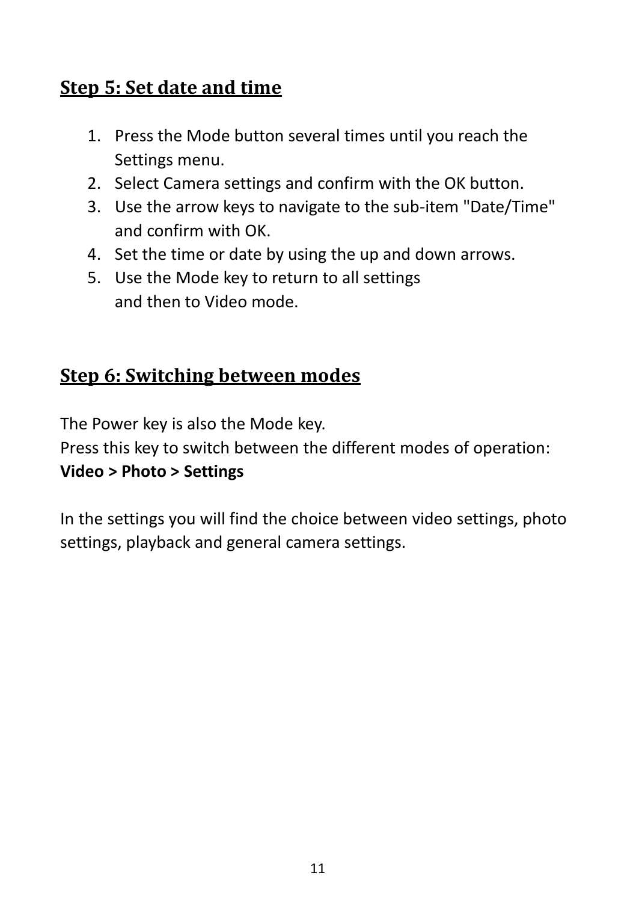## Step 5: Set date and time

1. Press the Mode button several times until you reach the Settings menu.
2. Select Camera settings and confirm with the OK button.
3. Use the arrow keys to navigate to the sub-item "Date/Time" and confirm with OK.
4. Set the time or date by using the up and down arrows.
5. Use the Mode key to return to all settings and then to Video mode.

## Step 6: Switching between modes

The Power key is also the Mode key.
Press this key to switch between the different modes of operation:
**Video > Photo > Settings**

In the settings you will find the choice between video settings, photo settings, playback and general camera settings.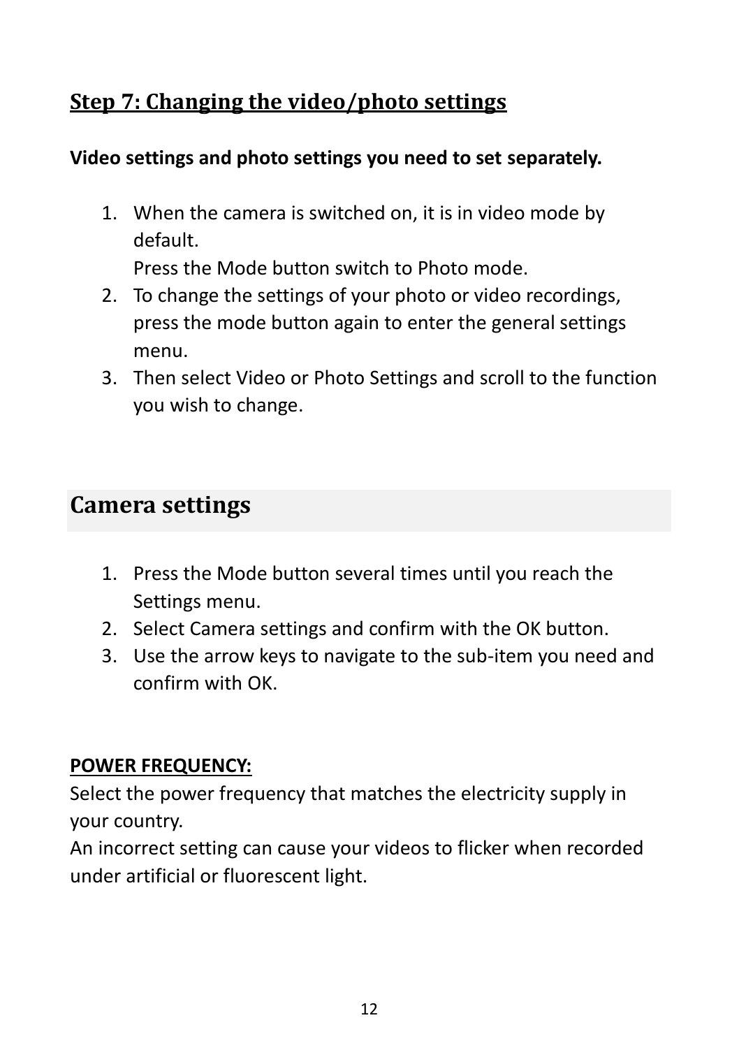## Step 7: Changing the video/photo settings

**Video settings and photo settings you need to set separately.**

1. When the camera is switched on, it is in video mode by default.
   Press the Mode button switch to Photo mode.
2. To change the settings of your photo or video recordings, press the mode button again to enter the general settings menu.
3. Then select Video or Photo Settings and scroll to the function you wish to change.

## Camera settings

1. Press the Mode button several times until you reach the Settings menu.
2. Select Camera settings and confirm with the OK button.
3. Use the arrow keys to navigate to the sub-item you need and confirm with OK.

**POWER FREQUENCY:**

Select the power frequency that matches the electricity supply in your country.
An incorrect setting can cause your videos to flicker when recorded under artificial or fluorescent light.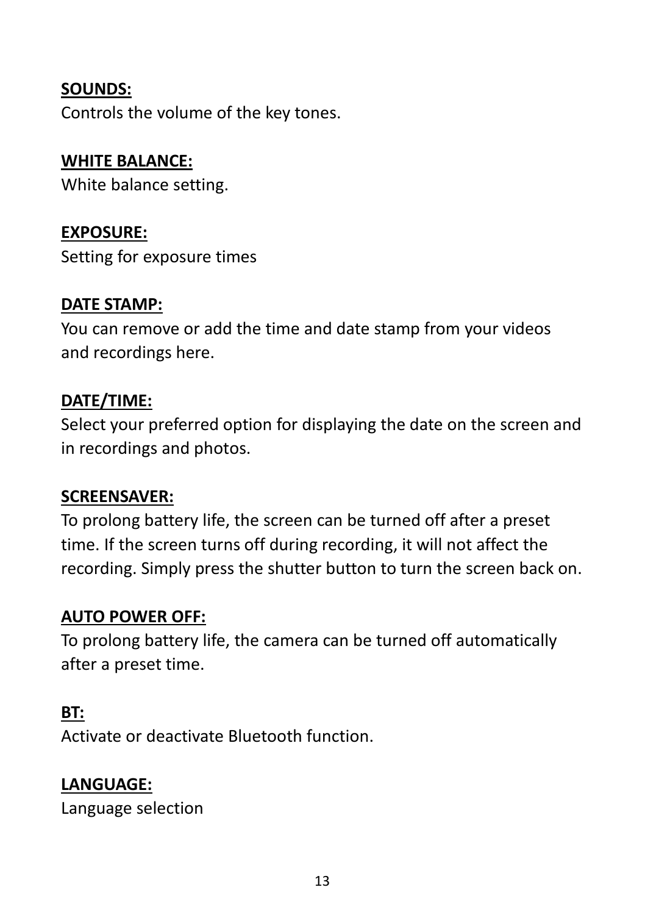**SOUNDS:**
Controls the volume of the key tones.

**WHITE BALANCE:**
White balance setting.

**EXPOSURE:**
Setting for exposure times

**DATE STAMP:**
You can remove or add the time and date stamp from your videos and recordings here.

**DATE/TIME:**
Select your preferred option for displaying the date on the screen and in recordings and photos.

**SCREENSAVER:**
To prolong battery life, the screen can be turned off after a preset time. If the screen turns off during recording, it will not affect the recording. Simply press the shutter button to turn the screen back on.

**AUTO POWER OFF:**
To prolong battery life, the camera can be turned off automatically after a preset time.

**BT:**
Activate or deactivate Bluetooth function.

**LANGUAGE:**
Language selection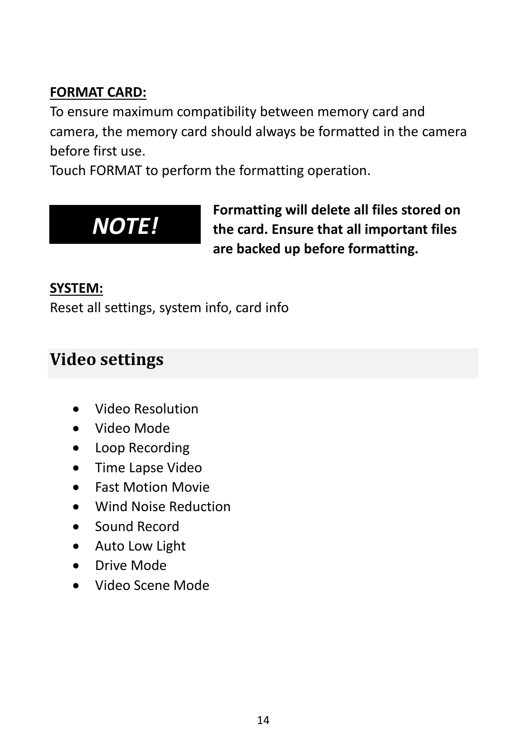**FORMAT CARD:**

To ensure maximum compatibility between memory card and camera, the memory card should always be formatted in the camera before first use.

Touch FORMAT to perform the formatting operation.

***NOTE!***

**Formatting will delete all files stored on the card. Ensure that all important files are backed up before formatting.**

**SYSTEM:**

Reset all settings, system info, card info

## Video settings

- Video Resolution
- Video Mode
- Loop Recording
- Time Lapse Video
- Fast Motion Movie
- Wind Noise Reduction
- Sound Record
- Auto Low Light
- Drive Mode
- Video Scene Mode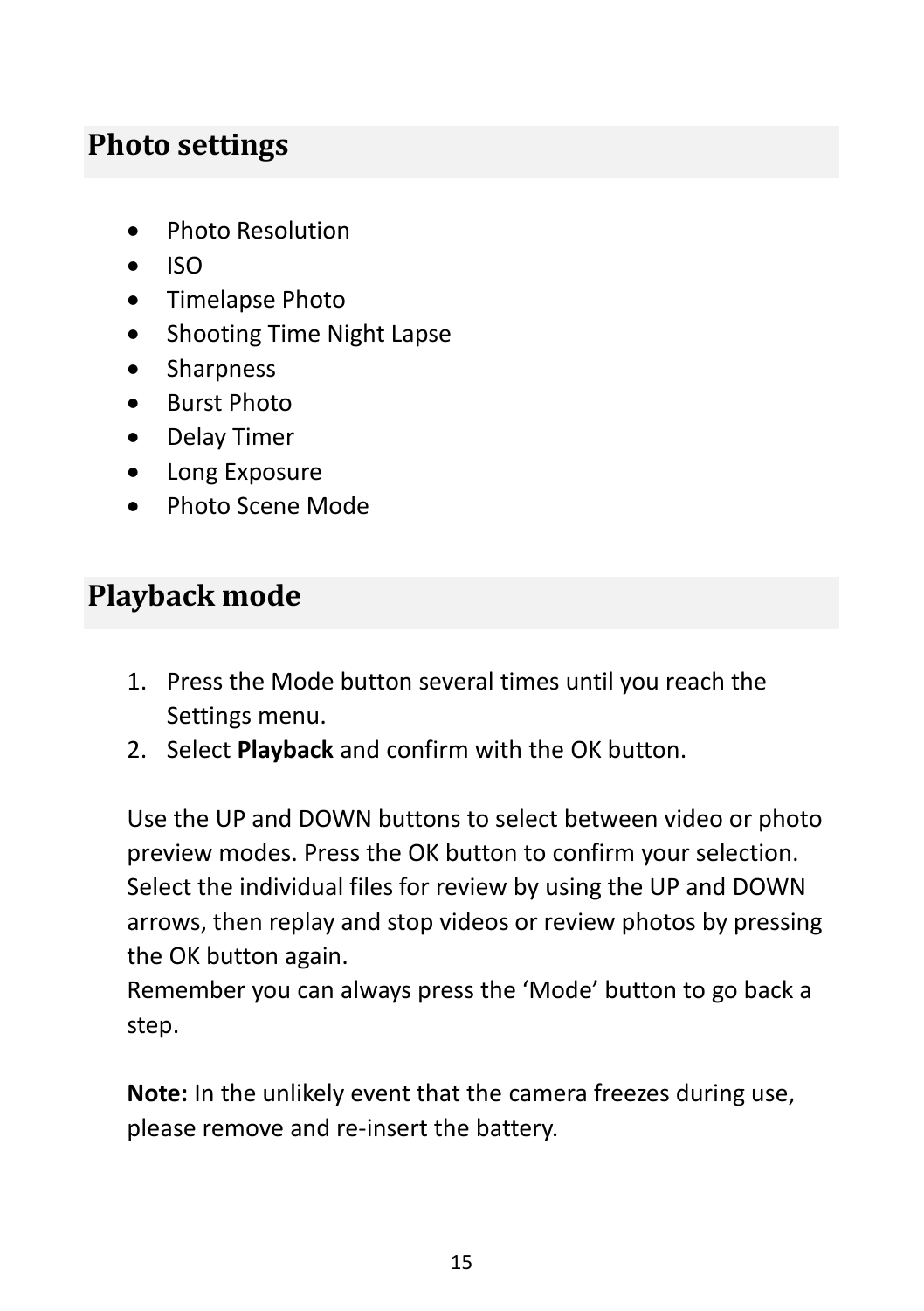## Photo settings

- Photo Resolution
- ISO
- Timelapse Photo
- Shooting Time Night Lapse
- Sharpness
- Burst Photo
- Delay Timer
- Long Exposure
- Photo Scene Mode

## Playback mode

1. Press the Mode button several times until you reach the Settings menu.
2. Select **Playback** and confirm with the OK button.

Use the UP and DOWN buttons to select between video or photo preview modes. Press the OK button to confirm your selection. Select the individual files for review by using the UP and DOWN arrows, then replay and stop videos or review photos by pressing the OK button again.
Remember you can always press the 'Mode' button to go back a step.

**Note:** In the unlikely event that the camera freezes during use, please remove and re-insert the battery.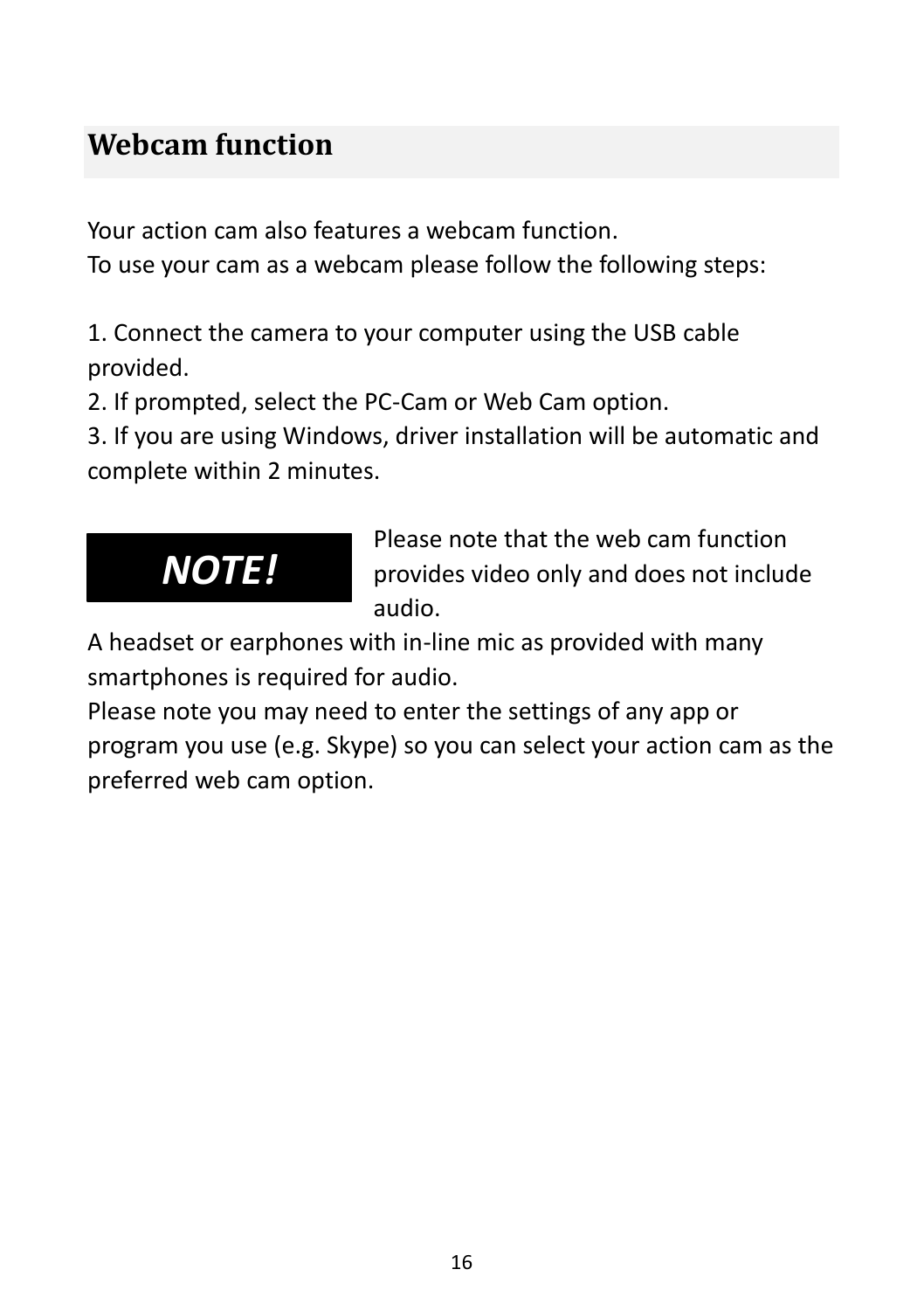## Webcam function

Your action cam also features a webcam function.
To use your cam as a webcam please follow the following steps:

1. Connect the camera to your computer using the USB cable provided.
2. If prompted, select the PC-Cam or Web Cam option.
3. If you are using Windows, driver installation will be automatic and complete within 2 minutes.

***NOTE!***

Please note that the web cam function provides video only and does not include audio.
A headset or earphones with in-line mic as provided with many smartphones is required for audio.
Please note you may need to enter the settings of any app or program you use (e.g. Skype) so you can select your action cam as the preferred web cam option.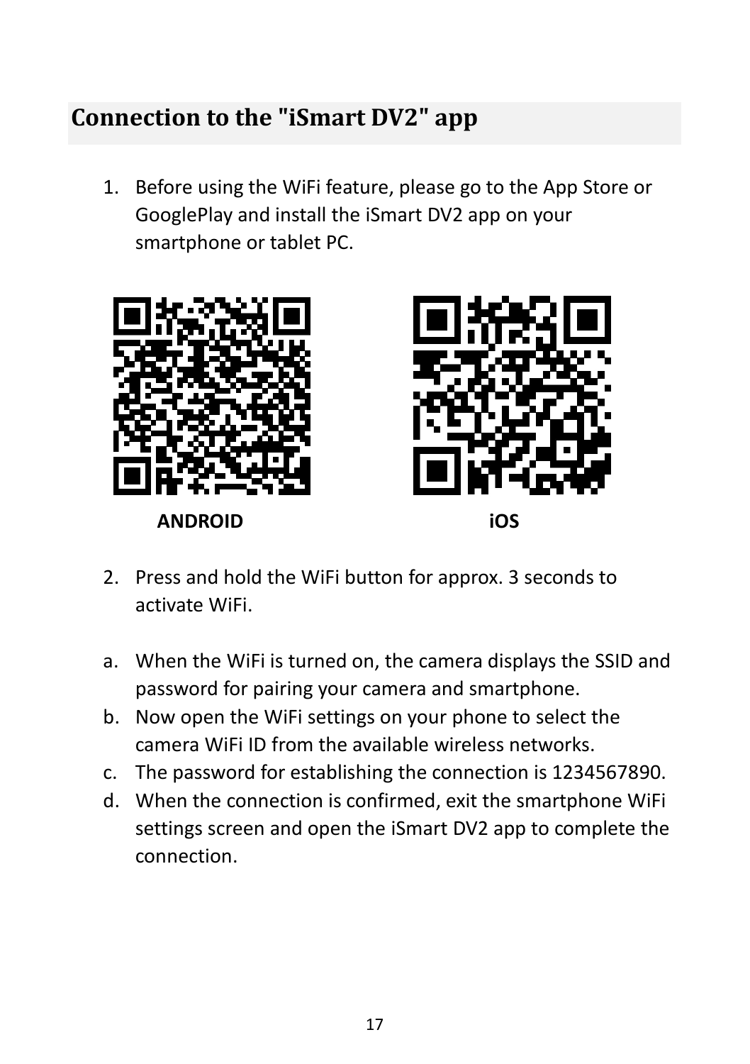## Connection to the "iSmart DV2" app

1. Before using the WiFi feature, please go to the App Store or GooglePlay and install the iSmart DV2 app on your smartphone or tablet PC.

**ANDROID** **iOS**

2. Press and hold the WiFi button for approx. 3 seconds to activate WiFi.

a. When the WiFi is turned on, the camera displays the SSID and password for pairing your camera and smartphone.
b. Now open the WiFi settings on your phone to select the camera WiFi ID from the available wireless networks.
c. The password for establishing the connection is 1234567890.
d. When the connection is confirmed, exit the smartphone WiFi settings screen and open the iSmart DV2 app to complete the connection.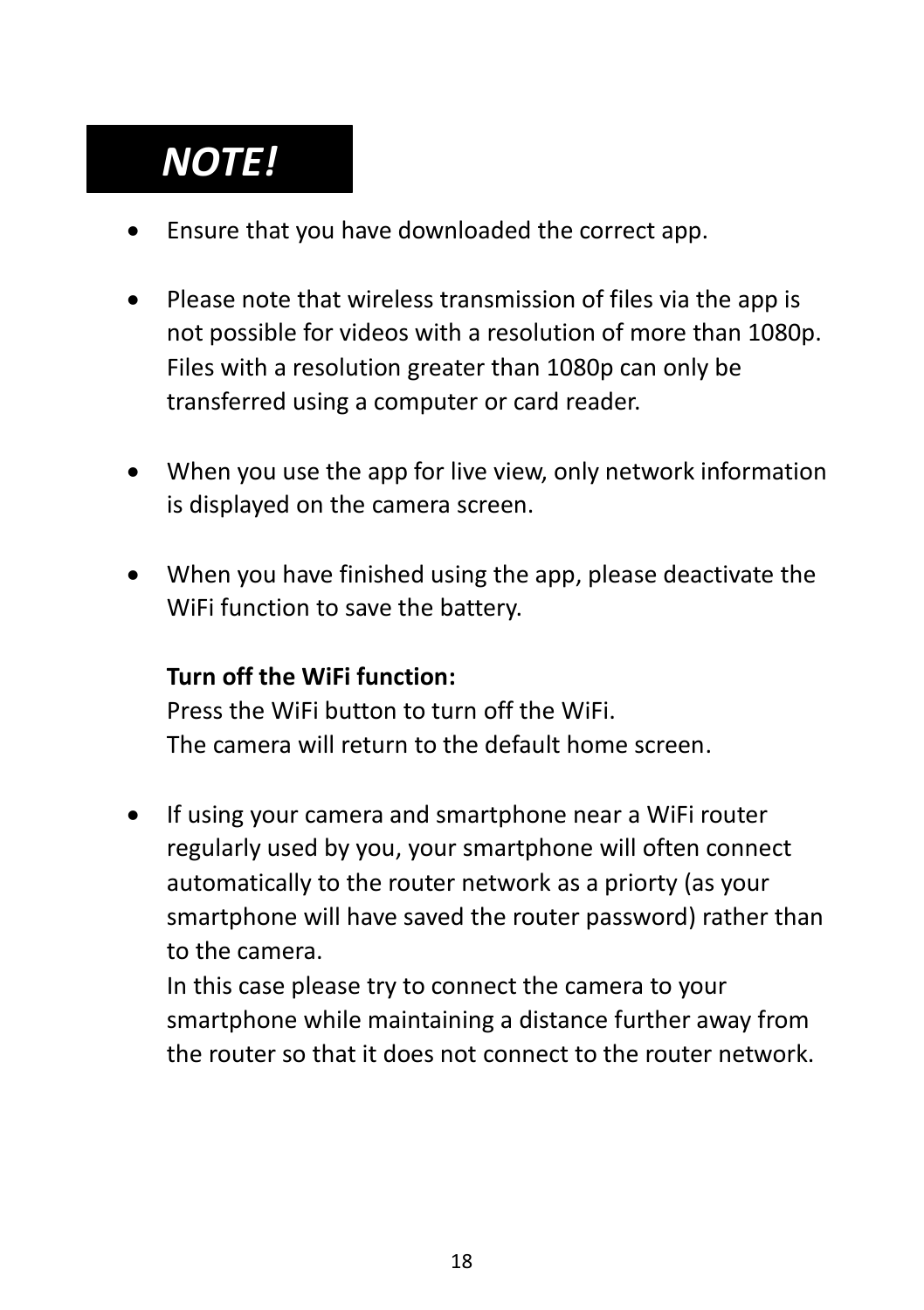# *NOTE!*

- Ensure that you have downloaded the correct app.

- Please note that wireless transmission of files via the app is not possible for videos with a resolution of more than 1080p. Files with a resolution greater than 1080p can only be transferred using a computer or card reader.

- When you use the app for live view, only network information is displayed on the camera screen.

- When you have finished using the app, please deactivate the WiFi function to save the battery.

  **Turn off the WiFi function:**
  Press the WiFi button to turn off the WiFi.
  The camera will return to the default home screen.

- If using your camera and smartphone near a WiFi router regularly used by you, your smartphone will often connect automatically to the router network as a priorty (as your smartphone will have saved the router password) rather than to the camera.
  In this case please try to connect the camera to your smartphone while maintaining a distance further away from the router so that it does not connect to the router network.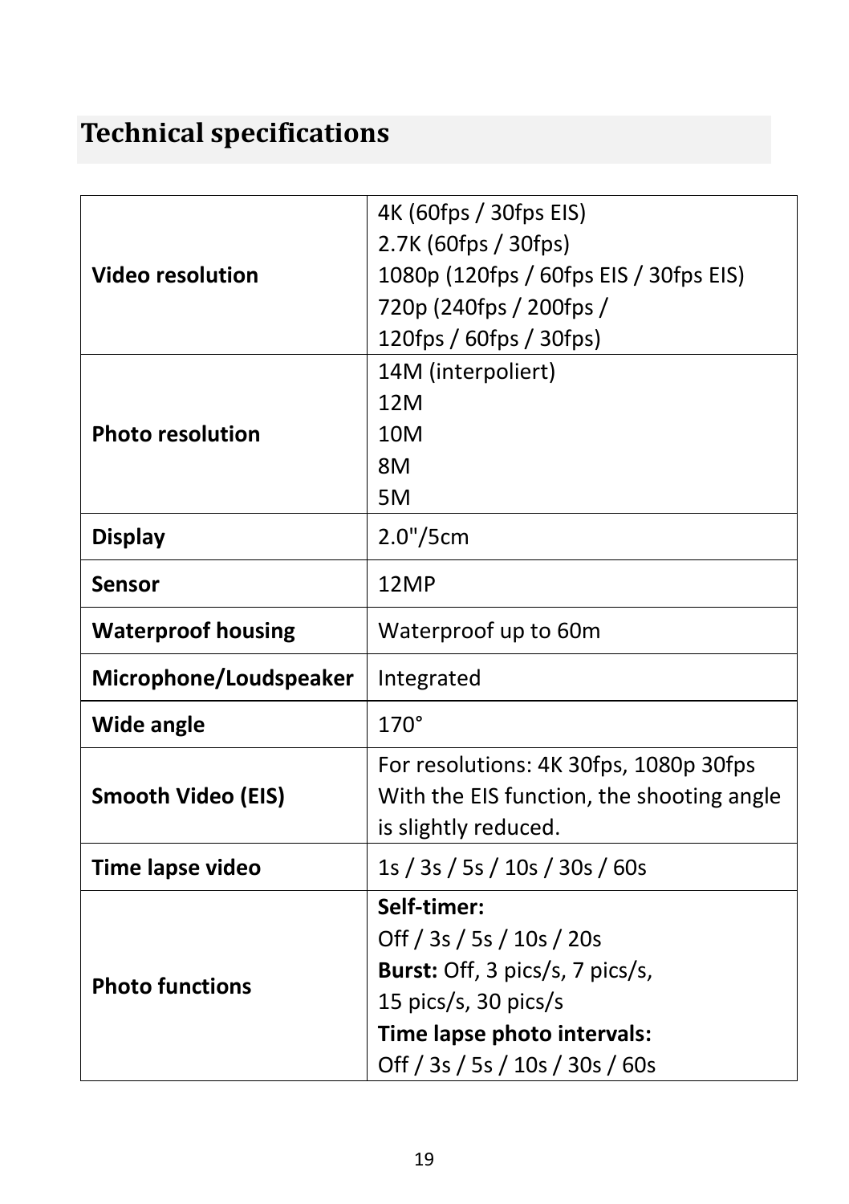## Technical specifications

| | |
|---|---|
| **Video resolution** | 4K (60fps / 30fps EIS)<br>2.7K (60fps / 30fps)<br>1080p (120fps / 60fps EIS / 30fps EIS)<br>720p (240fps / 200fps /<br>120fps / 60fps / 30fps) |
| **Photo resolution** | 14M (interpoliert)<br>12M<br>10M<br>8M<br>5M |
| **Display** | 2.0"/5cm |
| **Sensor** | 12MP |
| **Waterproof housing** | Waterproof up to 60m |
| **Microphone/Loudspeaker** | Integrated |
| **Wide angle** | 170° |
| **Smooth Video (EIS)** | For resolutions: 4K 30fps, 1080p 30fps<br>With the EIS function, the shooting angle is slightly reduced. |
| **Time lapse video** | 1s / 3s / 5s / 10s / 30s / 60s |
| **Photo functions** | **Self-timer:**<br>Off / 3s / 5s / 10s / 20s<br>**Burst:** Off, 3 pics/s, 7 pics/s,<br>15 pics/s, 30 pics/s<br>**Time lapse photo intervals:**<br>Off / 3s / 5s / 10s / 30s / 60s |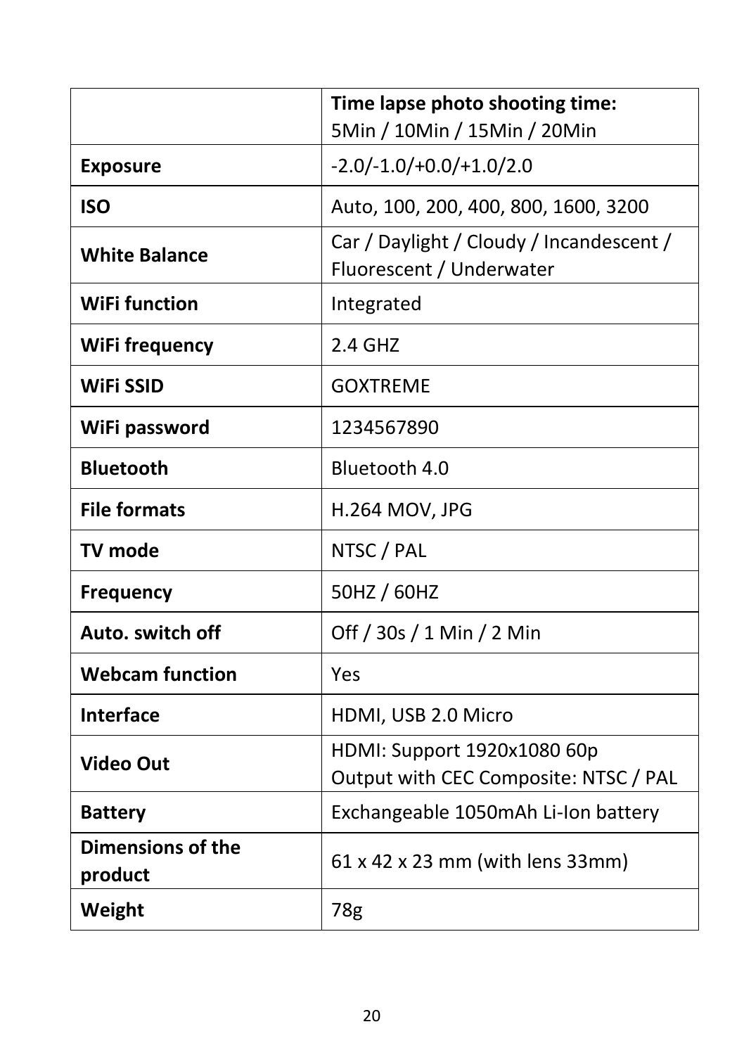|  | **Time lapse photo shooting time:** 5Min / 10Min / 15Min / 20Min |
|---|---|
| **Exposure** | -2.0/-1.0/+0.0/+1.0/2.0 |
| **ISO** | Auto, 100, 200, 400, 800, 1600, 3200 |
| **White Balance** | Car / Daylight / Cloudy / Incandescent / Fluorescent / Underwater |
| **WiFi function** | Integrated |
| **WiFi frequency** | 2.4 GHZ |
| **WiFi SSID** | GOXTREME |
| **WiFi password** | 1234567890 |
| **Bluetooth** | Bluetooth 4.0 |
| **File formats** | H.264 MOV, JPG |
| **TV mode** | NTSC / PAL |
| **Frequency** | 50HZ / 60HZ |
| **Auto. switch off** | Off / 30s / 1 Min / 2 Min |
| **Webcam function** | Yes |
| **Interface** | HDMI, USB 2.0 Micro |
| **Video Out** | HDMI: Support 1920x1080 60p Output with CEC Composite: NTSC / PAL |
| **Battery** | Exchangeable 1050mAh Li-Ion battery |
| **Dimensions of the product** | 61 x 42 x 23 mm (with lens 33mm) |
| **Weight** | 78g |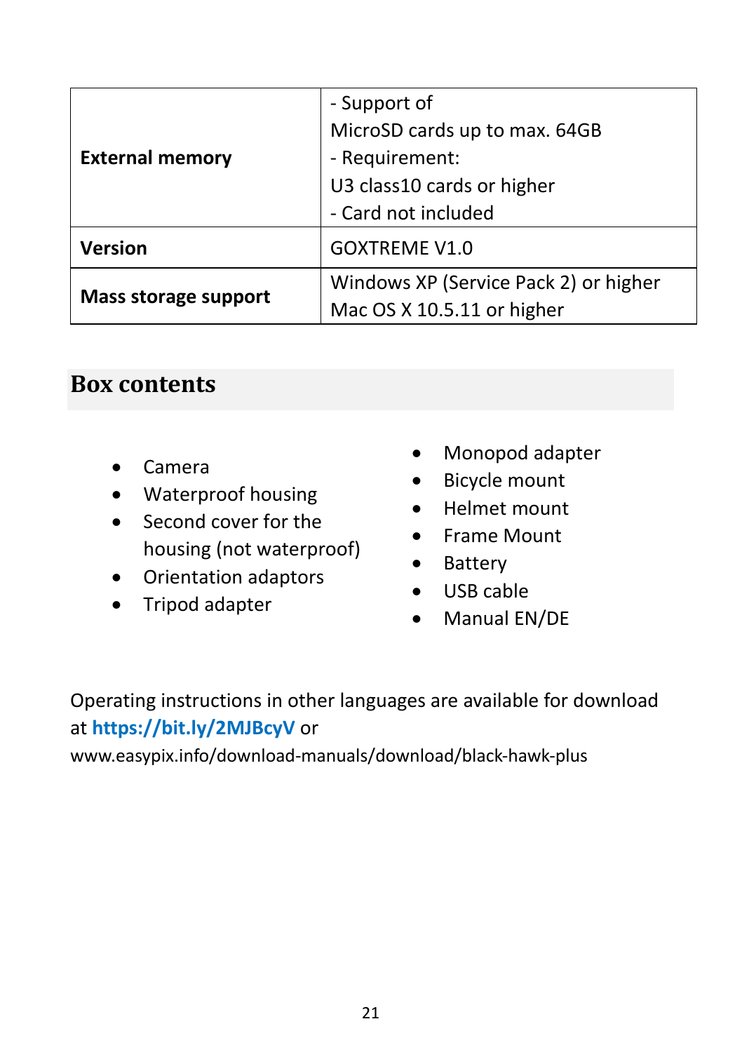| External memory | - Support of MicroSD cards up to max. 64GB<br>- Requirement: U3 class10 cards or higher<br>- Card not included |
|---|---|
| **Version** | GOXTREME V1.0 |
| **Mass storage support** | Windows XP (Service Pack 2) or higher<br>Mac OS X 10.5.11 or higher |

## Box contents

- Camera
- Waterproof housing
- Second cover for the housing (not waterproof)
- Orientation adaptors
- Tripod adapter
- Monopod adapter
- Bicycle mount
- Helmet mount
- Frame Mount
- Battery
- USB cable
- Manual EN/DE

Operating instructions in other languages are available for download at **https://bit.ly/2MJBcyV** or www.easypix.info/download-manuals/download/black-hawk-plus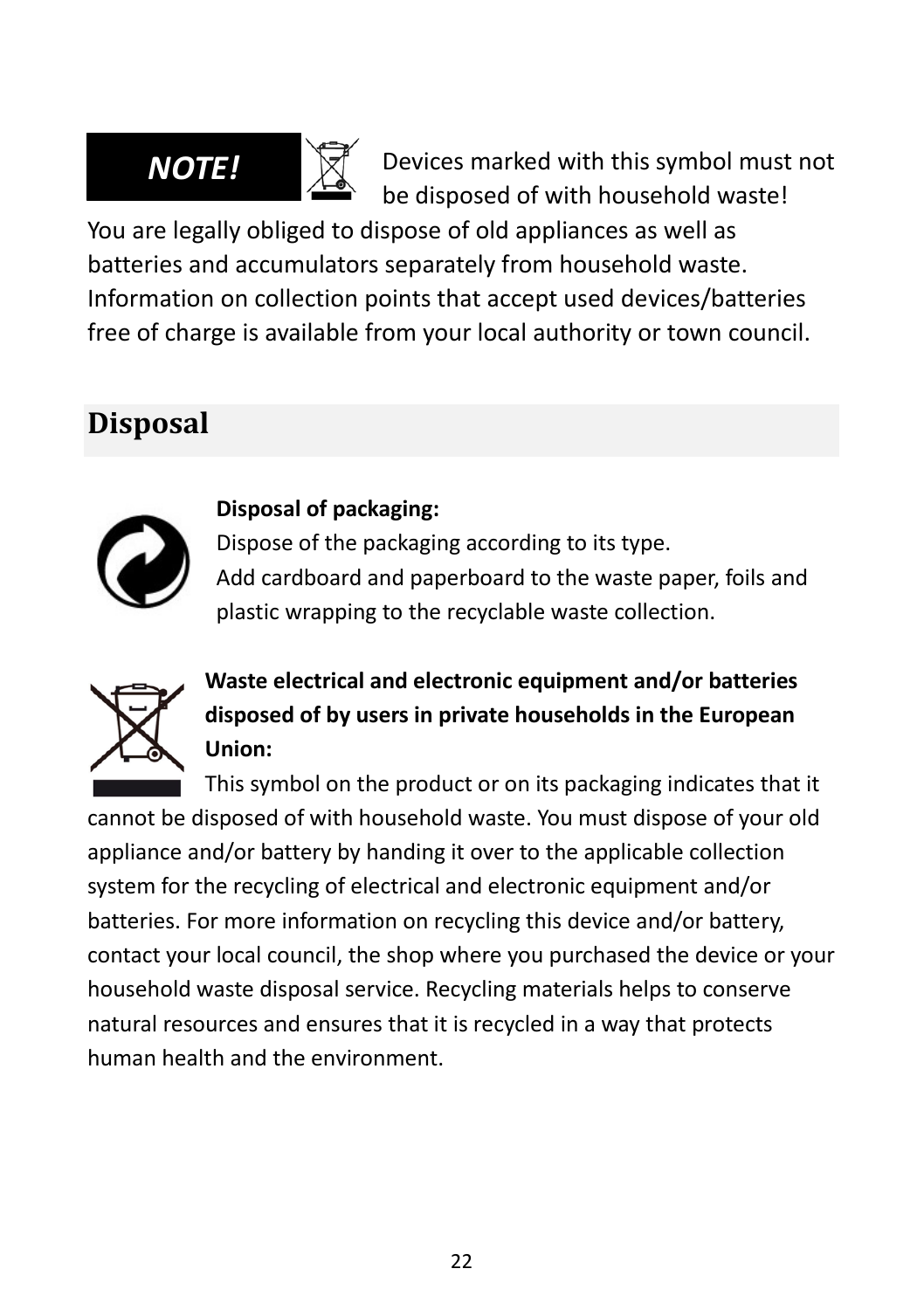**NOTE!** Devices marked with this symbol must not be disposed of with household waste!

You are legally obliged to dispose of old appliances as well as batteries and accumulators separately from household waste. Information on collection points that accept used devices/batteries free of charge is available from your local authority or town council.

## Disposal

**Disposal of packaging:**

Dispose of the packaging according to its type.
Add cardboard and paperboard to the waste paper, foils and plastic wrapping to the recyclable waste collection.

**Waste electrical and electronic equipment and/or batteries disposed of by users in private households in the European Union:**

This symbol on the product or on its packaging indicates that it cannot be disposed of with household waste. You must dispose of your old appliance and/or battery by handing it over to the applicable collection system for the recycling of electrical and electronic equipment and/or batteries. For more information on recycling this device and/or battery, contact your local council, the shop where you purchased the device or your household waste disposal service. Recycling materials helps to conserve natural resources and ensures that it is recycled in a way that protects human health and the environment.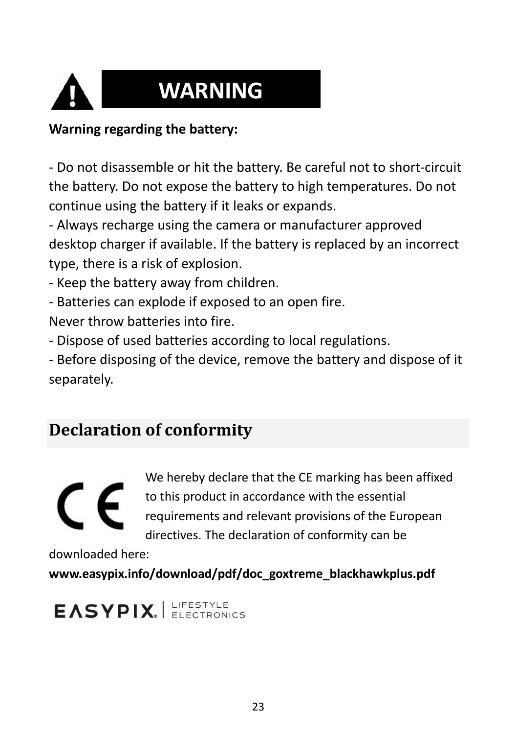# WARNING

**Warning regarding the battery:**

- Do not disassemble or hit the battery. Be careful not to short-circuit the battery. Do not expose the battery to high temperatures. Do not continue using the battery if it leaks or expands.
- Always recharge using the camera or manufacturer approved desktop charger if available. If the battery is replaced by an incorrect type, there is a risk of explosion.
- Keep the battery away from children.
- Batteries can explode if exposed to an open fire.
Never throw batteries into fire.
- Dispose of used batteries according to local regulations.
- Before disposing of the device, remove the battery and dispose of it separately.

## Declaration of conformity

We hereby declare that the CE marking has been affixed to this product in accordance with the essential requirements and relevant provisions of the European directives. The declaration of conformity can be downloaded here:

**www.easypix.info/download/pdf/doc_goxtreme_blackhawkplus.pdf**

EASYPIX | LIFESTYLE ELECTRONICS